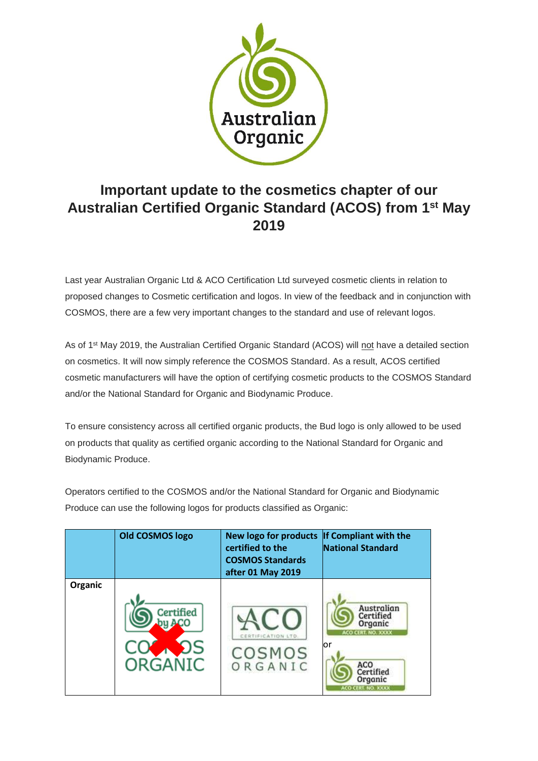# Important update to the cosmetics chapter of our Australian Certified Organic Standard (ACOS) from 1st May 2019

Last year Australian Organic Ltd & ACO Certification Ltd surveyed cosmetic clients in relation to proposed changes to Cosmetic certification and logos. In view of the feedback and in conjunction with COSMOS, there are a few very important changes to the standard and use of relevant logos.

As of 1st May 2019, the Australian Certified Organic Standard (ACOS) will not have a detailed section on cosmetics. It will now simply reference the COSMOS Standard. As a result, ACOS certified cosmetic manufacturers will have the option of certifying cosmetic products to the COSMOS Standard and/or the National Standard for Organic and Biodynamic Produce.

To ensure consistency across all certified organic products, the Bud logo is only allowed to be used on products that quality as certified organic according to the National Standard for Organic and Biodynamic Produce.

Operators certified to the COSMOS and/or the National Standard for Organic and Biodynamic Produce can use the following logos for products classified as Organic:

| | Old COSMOS logo | New logo for products certified to the COSMOS Standards after 01 May 2019 | If Compliant with the National Standard |
|---|---|---|---|
| Organic | Certified by ACO COSMOS ORGANIC | ACO CERTIFICATION LTD. COSMOS ORGANIC | Australian Certified Organic ACO CERT. NO. XXXX or ACO Certified Organic ACO CERT. NO. XXXX |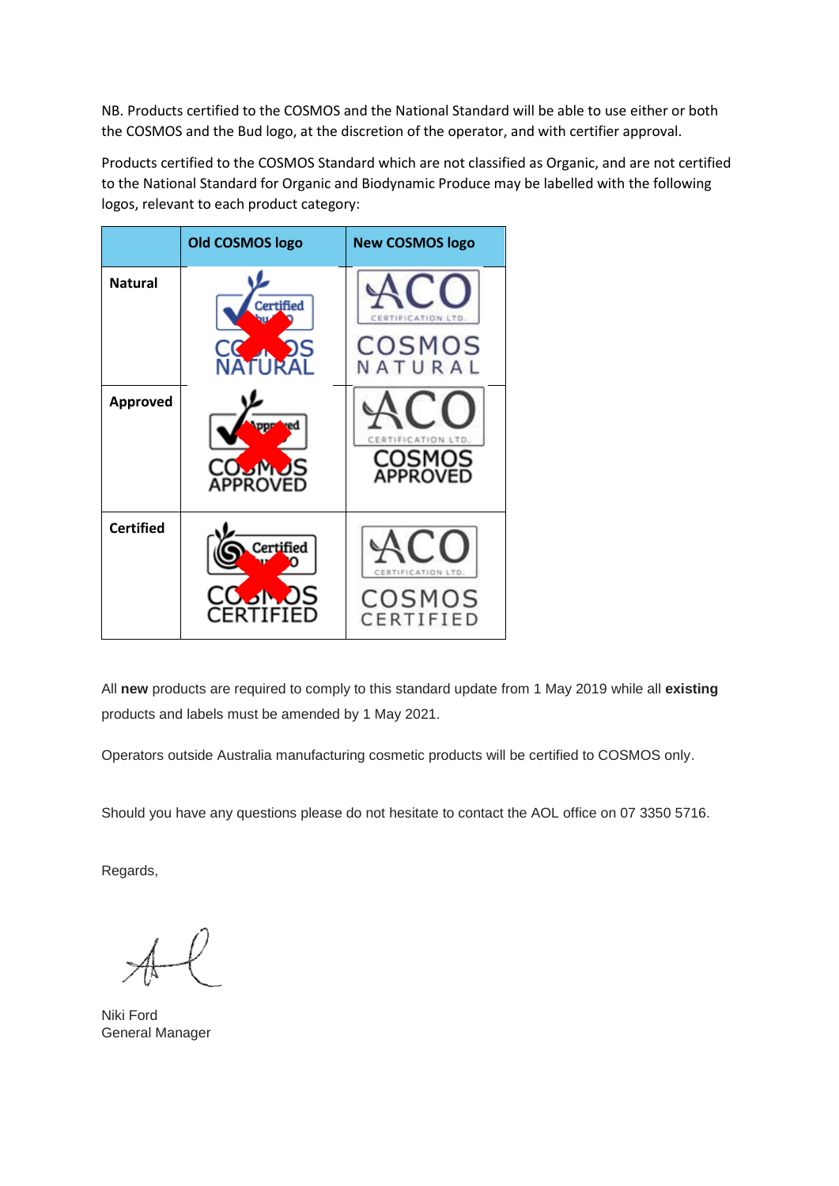NB. Products certified to the COSMOS and the National Standard will be able to use either or both the COSMOS and the Bud logo, at the discretion of the operator, and with certifier approval.

Products certified to the COSMOS Standard which are not classified as Organic, and are not certified to the National Standard for Organic and Biodynamic Produce may be labelled with the following logos, relevant to each product category:

| | Old COSMOS logo | New COSMOS logo |
|---|---|---|
| **Natural** | Certified by ACO COSMOS NATURAL | ACO CERTIFICATION LTD. COSMOS NATURAL |
| **Approved** | Approved COSMOS APPROVED | ACO CERTIFICATION LTD. COSMOS APPROVED |
| **Certified** | Certified by ACO COSMOS CERTIFIED | ACO CERTIFICATION LTD. COSMOS CERTIFIED |

All **new** products are required to comply to this standard update from 1 May 2019 while all **existing** products and labels must be amended by 1 May 2021.

Operators outside Australia manufacturing cosmetic products will be certified to COSMOS only.

Should you have any questions please do not hesitate to contact the AOL office on 07 3350 5716.

Regards,

Niki Ford
General Manager